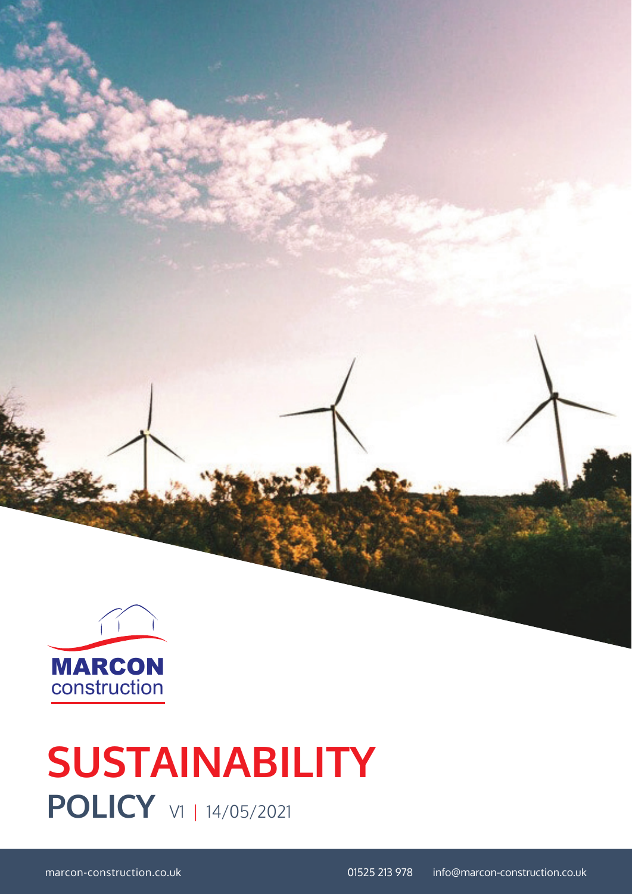MARCON
construction

# SUSTAINABILITY

## POLICY V1 | 14/05/2021

marcon-construction.co.uk 01525 213 978 info@marcon-construction.co.uk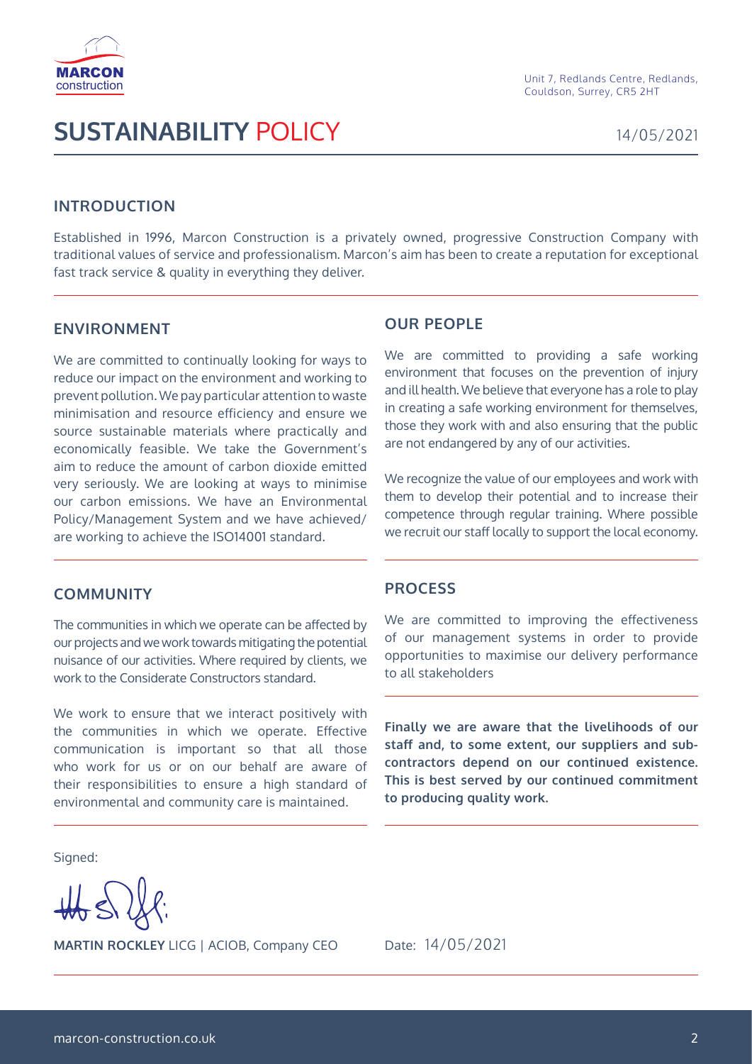MARCON construction

Unit 7, Redlands Centre, Redlands, Couldson, Surrey, CR5 2HT

# SUSTAINABILITY POLICY

14/05/2021

## INTRODUCTION

Established in 1996, Marcon Construction is a privately owned, progressive Construction Company with traditional values of service and professionalism. Marcon's aim has been to create a reputation for exceptional fast track service & quality in everything they deliver.

## ENVIRONMENT

We are committed to continually looking for ways to reduce our impact on the environment and working to prevent pollution. We pay particular attention to waste minimisation and resource efficiency and ensure we source sustainable materials where practically and economically feasible. We take the Government's aim to reduce the amount of carbon dioxide emitted very seriously. We are looking at ways to minimise our carbon emissions. We have an Environmental Policy/Management System and we have achieved/ are working to achieve the ISO14001 standard.

## COMMUNITY

The communities in which we operate can be affected by our projects and we work towards mitigating the potential nuisance of our activities. Where required by clients, we work to the Considerate Constructors standard.

We work to ensure that we interact positively with the communities in which we operate. Effective communication is important so that all those who work for us or on our behalf are aware of their responsibilities to ensure a high standard of environmental and community care is maintained.

## OUR PEOPLE

We are committed to providing a safe working environment that focuses on the prevention of injury and ill health. We believe that everyone has a role to play in creating a safe working environment for themselves, those they work with and also ensuring that the public are not endangered by any of our activities.

We recognize the value of our employees and work with them to develop their potential and to increase their competence through regular training. Where possible we recruit our staff locally to support the local economy.

## PROCESS

We are committed to improving the effectiveness of our management systems in order to provide opportunities to maximise our delivery performance to all stakeholders

**Finally we are aware that the livelihoods of our staff and, to some extent, our suppliers and sub-contractors depend on our continued existence. This is best served by our continued commitment to producing quality work.**

Signed:

**MARTIN ROCKLEY** LICG | ACIOB, Company CEO

Date: 14/05/2021

marcon-construction.co.uk